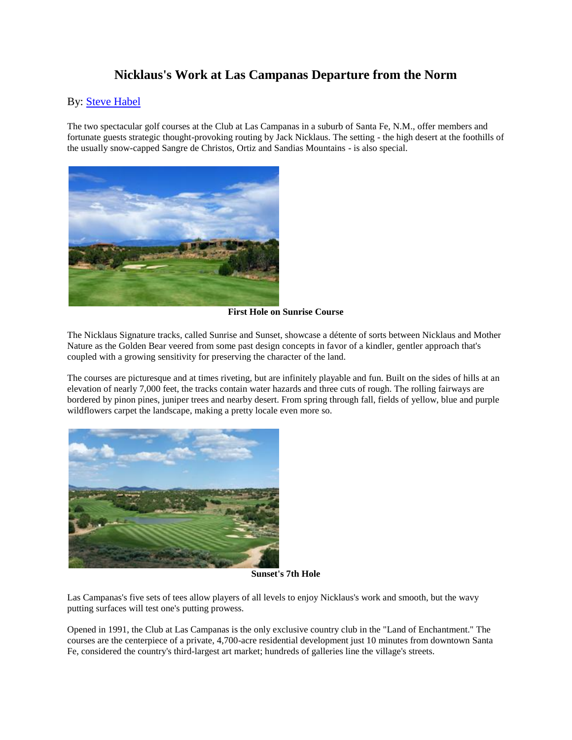# Nicklaus's Work at Las Campanas Departure from the Norm

By: [Steve Habel]

The two spectacular golf courses at the Club at Las Campanas in a suburb of Santa Fe, N.M., offer members and fortunate guests strategic thought-provoking routing by Jack Nicklaus. The setting - the high desert at the foothills of the usually snow-capped Sangre de Christos, Ortiz and Sandias Mountains - is also special.

**First Hole on Sunrise Course**

The Nicklaus Signature tracks, called Sunrise and Sunset, showcase a détente of sorts between Nicklaus and Mother Nature as the Golden Bear veered from some past design concepts in favor of a kindler, gentler approach that's coupled with a growing sensitivity for preserving the character of the land.

The courses are picturesque and at times riveting, but are infinitely playable and fun. Built on the sides of hills at an elevation of nearly 7,000 feet, the tracks contain water hazards and three cuts of rough. The rolling fairways are bordered by pinon pines, juniper trees and nearby desert. From spring through fall, fields of yellow, blue and purple wildflowers carpet the landscape, making a pretty locale even more so.

**Sunset's 7th Hole**

Las Campanas's five sets of tees allow players of all levels to enjoy Nicklaus's work and smooth, but the wavy putting surfaces will test one's putting prowess.

Opened in 1991, the Club at Las Campanas is the only exclusive country club in the "Land of Enchantment." The courses are the centerpiece of a private, 4,700-acre residential development just 10 minutes from downtown Santa Fe, considered the country's third-largest art market; hundreds of galleries line the village's streets.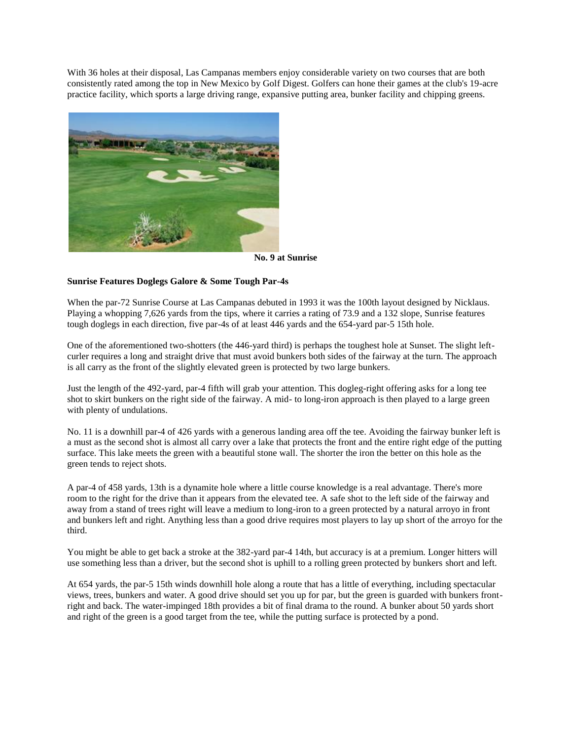With 36 holes at their disposal, Las Campanas members enjoy considerable variety on two courses that are both consistently rated among the top in New Mexico by Golf Digest. Golfers can hone their games at the club's 19-acre practice facility, which sports a large driving range, expansive putting area, bunker facility and chipping greens.

**No. 9 at Sunrise**

**Sunrise Features Doglegs Galore & Some Tough Par-4s**

When the par-72 Sunrise Course at Las Campanas debuted in 1993 it was the 100th layout designed by Nicklaus. Playing a whopping 7,626 yards from the tips, where it carries a rating of 73.9 and a 132 slope, Sunrise features tough doglegs in each direction, five par-4s of at least 446 yards and the 654-yard par-5 15th hole.

One of the aforementioned two-shotters (the 446-yard third) is perhaps the toughest hole at Sunset. The slight left-curler requires a long and straight drive that must avoid bunkers both sides of the fairway at the turn. The approach is all carry as the front of the slightly elevated green is protected by two large bunkers.

Just the length of the 492-yard, par-4 fifth will grab your attention. This dogleg-right offering asks for a long tee shot to skirt bunkers on the right side of the fairway. A mid- to long-iron approach is then played to a large green with plenty of undulations.

No. 11 is a downhill par-4 of 426 yards with a generous landing area off the tee. Avoiding the fairway bunker left is a must as the second shot is almost all carry over a lake that protects the front and the entire right edge of the putting surface. This lake meets the green with a beautiful stone wall. The shorter the iron the better on this hole as the green tends to reject shots.

A par-4 of 458 yards, 13th is a dynamite hole where a little course knowledge is a real advantage. There's more room to the right for the drive than it appears from the elevated tee. A safe shot to the left side of the fairway and away from a stand of trees right will leave a medium to long-iron to a green protected by a natural arroyo in front and bunkers left and right. Anything less than a good drive requires most players to lay up short of the arroyo for the third.

You might be able to get back a stroke at the 382-yard par-4 14th, but accuracy is at a premium. Longer hitters will use something less than a driver, but the second shot is uphill to a rolling green protected by bunkers short and left.

At 654 yards, the par-5 15th winds downhill hole along a route that has a little of everything, including spectacular views, trees, bunkers and water. A good drive should set you up for par, but the green is guarded with bunkers front-right and back. The water-impinged 18th provides a bit of final drama to the round. A bunker about 50 yards short and right of the green is a good target from the tee, while the putting surface is protected by a pond.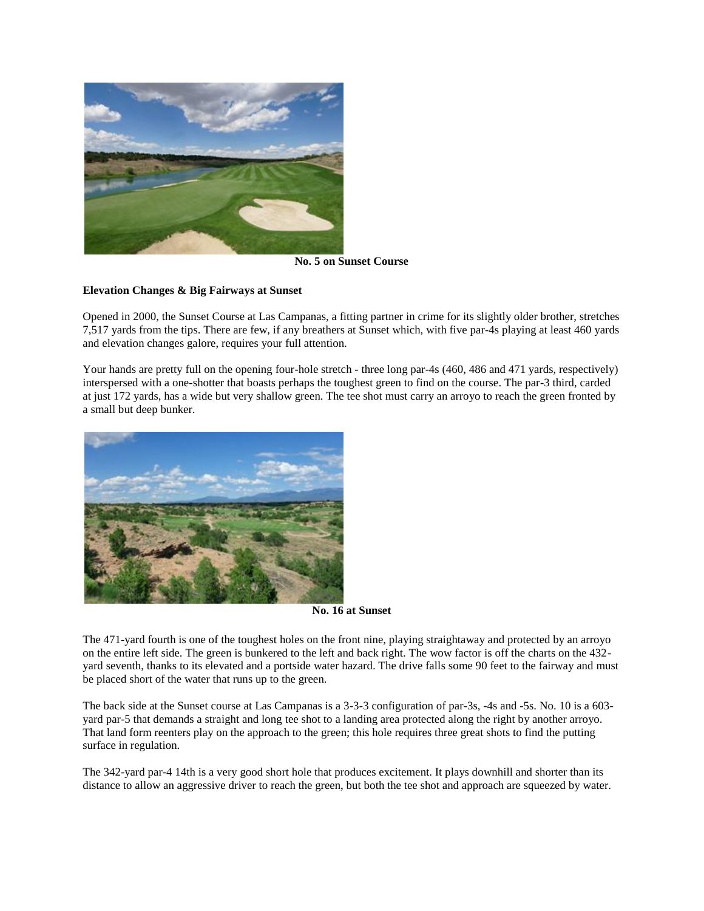No. 5 on Sunset Course

**Elevation Changes & Big Fairways at Sunset**

Opened in 2000, the Sunset Course at Las Campanas, a fitting partner in crime for its slightly older brother, stretches 7,517 yards from the tips. There are few, if any breathers at Sunset which, with five par-4s playing at least 460 yards and elevation changes galore, requires your full attention.

Your hands are pretty full on the opening four-hole stretch - three long par-4s (460, 486 and 471 yards, respectively) interspersed with a one-shotter that boasts perhaps the toughest green to find on the course. The par-3 third, carded at just 172 yards, has a wide but very shallow green. The tee shot must carry an arroyo to reach the green fronted by a small but deep bunker.

No. 16 at Sunset

The 471-yard fourth is one of the toughest holes on the front nine, playing straightaway and protected by an arroyo on the entire left side. The green is bunkered to the left and back right. The wow factor is off the charts on the 432-yard seventh, thanks to its elevated and a portside water hazard. The drive falls some 90 feet to the fairway and must be placed short of the water that runs up to the green.

The back side at the Sunset course at Las Campanas is a 3-3-3 configuration of par-3s, -4s and -5s. No. 10 is a 603-yard par-5 that demands a straight and long tee shot to a landing area protected along the right by another arroyo. That land form reenters play on the approach to the green; this hole requires three great shots to find the putting surface in regulation.

The 342-yard par-4 14th is a very good short hole that produces excitement. It plays downhill and shorter than its distance to allow an aggressive driver to reach the green, but both the tee shot and approach are squeezed by water.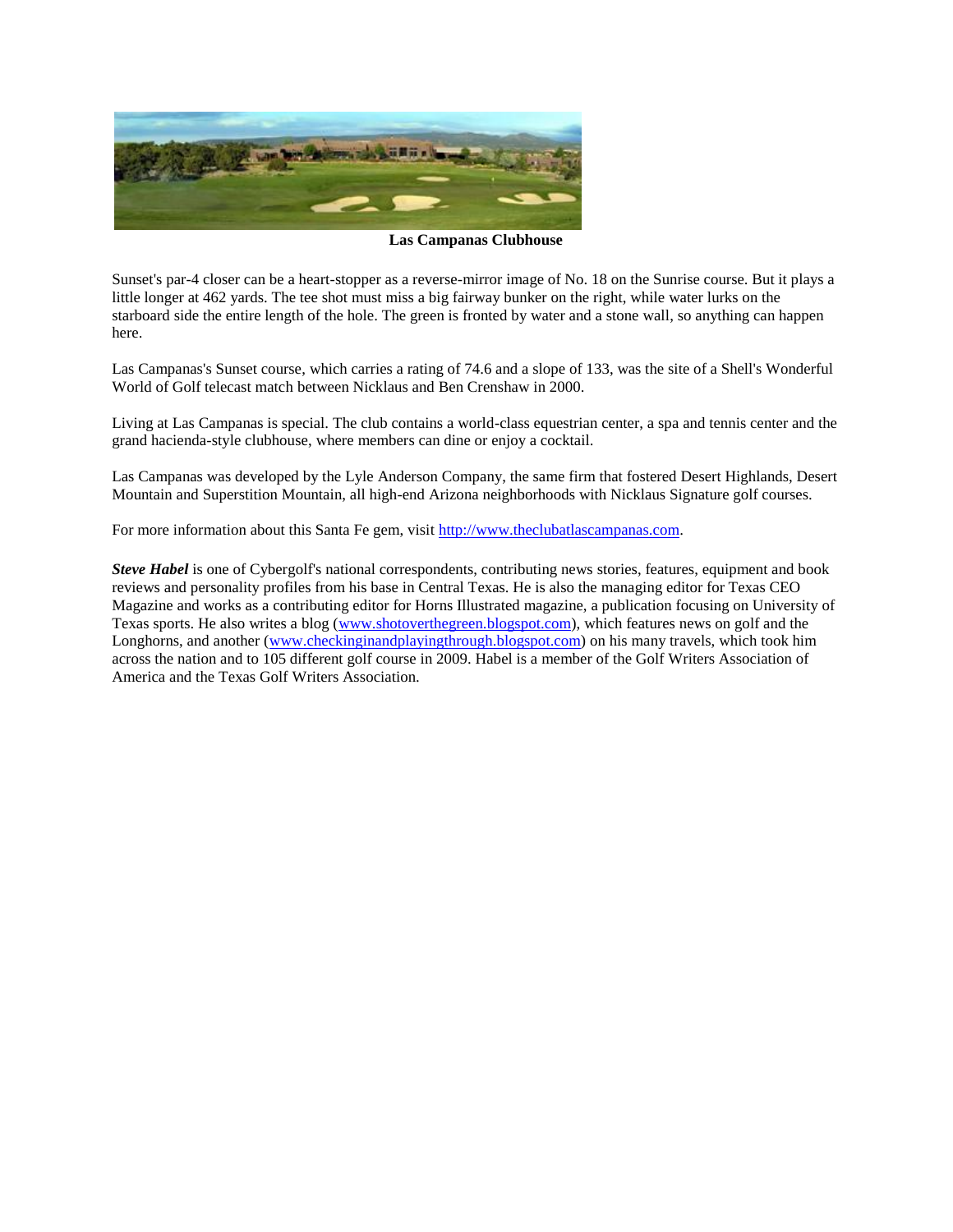**Las Campanas Clubhouse**

Sunset's par-4 closer can be a heart-stopper as a reverse-mirror image of No. 18 on the Sunrise course. But it plays a little longer at 462 yards. The tee shot must miss a big fairway bunker on the right, while water lurks on the starboard side the entire length of the hole. The green is fronted by water and a stone wall, so anything can happen here.

Las Campanas's Sunset course, which carries a rating of 74.6 and a slope of 133, was the site of a Shell's Wonderful World of Golf telecast match between Nicklaus and Ben Crenshaw in 2000.

Living at Las Campanas is special. The club contains a world-class equestrian center, a spa and tennis center and the grand hacienda-style clubhouse, where members can dine or enjoy a cocktail.

Las Campanas was developed by the Lyle Anderson Company, the same firm that fostered Desert Highlands, Desert Mountain and Superstition Mountain, all high-end Arizona neighborhoods with Nicklaus Signature golf courses.

For more information about this Santa Fe gem, visit [http://www.theclubatlascampanas.com](http://www.theclubatlascampanas.com).

***Steve Habel*** is one of Cybergolf's national correspondents, contributing news stories, features, equipment and book reviews and personality profiles from his base in Central Texas. He is also the managing editor for Texas CEO Magazine and works as a contributing editor for Horns Illustrated magazine, a publication focusing on University of Texas sports. He also writes a blog ([www.shotoverthegreen.blogspot.com](http://www.shotoverthegreen.blogspot.com)), which features news on golf and the Longhorns, and another ([www.checkinginandplayingthrough.blogspot.com](http://www.checkinginandplayingthrough.blogspot.com)) on his many travels, which took him across the nation and to 105 different golf course in 2009. Habel is a member of the Golf Writers Association of America and the Texas Golf Writers Association.